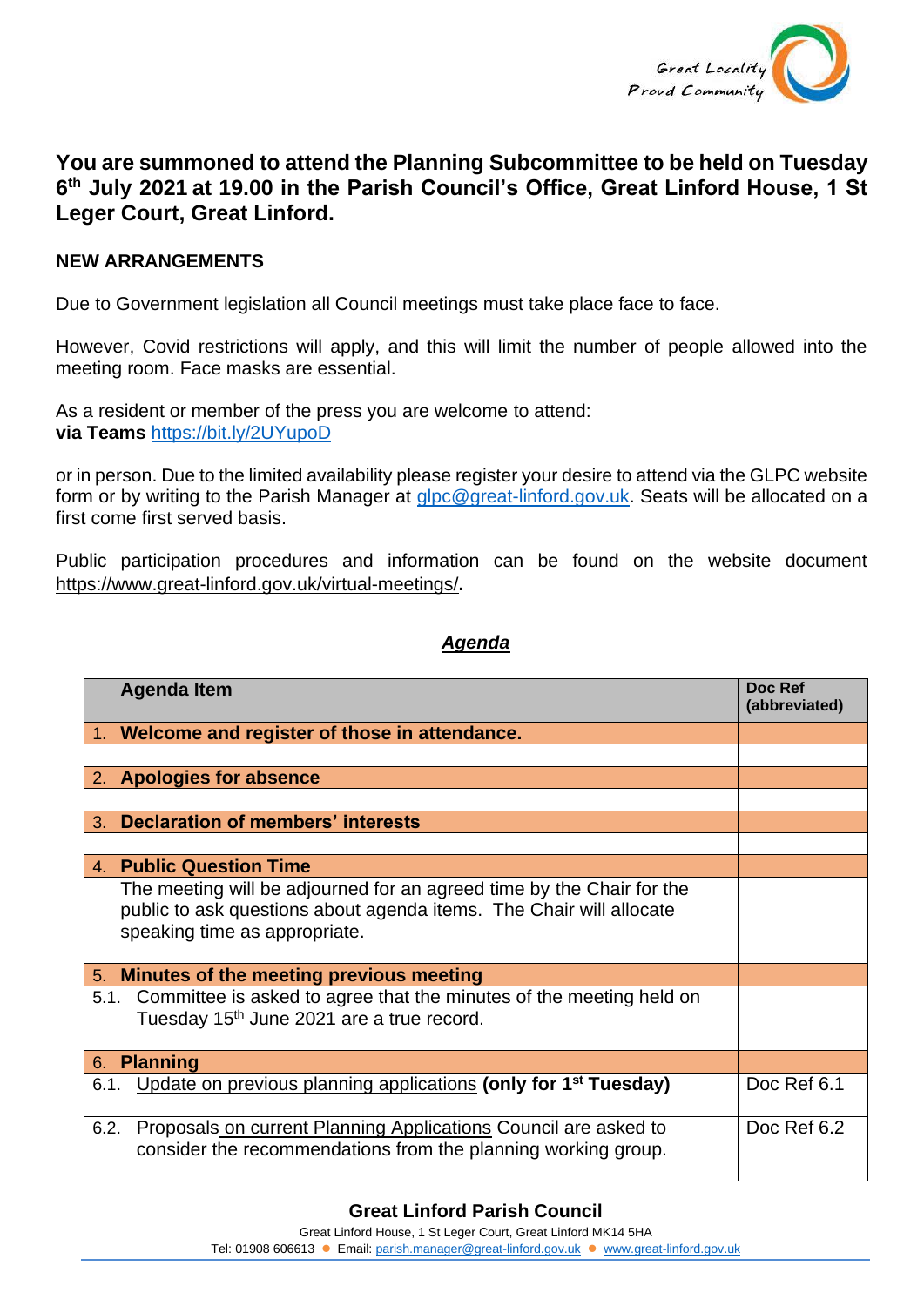Great Locality
Proud Community

## You are summoned to attend the Planning Subcommittee to be held on Tuesday 6th July 2021 at 19.00 in the Parish Council's Office, Great Linford House, 1 St Leger Court, Great Linford.

**NEW ARRANGEMENTS**

Due to Government legislation all Council meetings must take place face to face.

However, Covid restrictions will apply, and this will limit the number of people allowed into the meeting room. Face masks are essential.

As a resident or member of the press you are welcome to attend:
**via Teams** https://bit.ly/2UYupoD

or in person. Due to the limited availability please register your desire to attend via the GLPC website form or by writing to the Parish Manager at glpc@great-linford.gov.uk. Seats will be allocated on a first come first served basis.

Public participation procedures and information can be found on the website document https://www.great-linford.gov.uk/virtual-meetings/**.**

***Agenda***

| Agenda Item | Doc Ref (abbreviated) |
|---|---|
| 1. **Welcome and register of those in attendance.** | |
| | |
| 2. **Apologies for absence** | |
| | |
| 3. **Declaration of members' interests** | |
| | |
| 4. **Public Question Time** | |
| The meeting will be adjourned for an agreed time by the Chair for the public to ask questions about agenda items. The Chair will allocate speaking time as appropriate. | |
| 5. **Minutes of the meeting previous meeting** | |
| 5.1. Committee is asked to agree that the minutes of the meeting held on Tuesday 15th June 2021 are a true record. | |
| 6. **Planning** | |
| 6.1. Update on previous planning applications **(only for 1st Tuesday)** | Doc Ref 6.1 |
| 6.2. Proposals on current Planning Applications Council are asked to consider the recommendations from the planning working group. | Doc Ref 6.2 |

**Great Linford Parish Council**
Great Linford House, 1 St Leger Court, Great Linford MK14 5HA
Tel: 01908 606613 ● Email: parish.manager@great-linford.gov.uk ● www.great-linford.gov.uk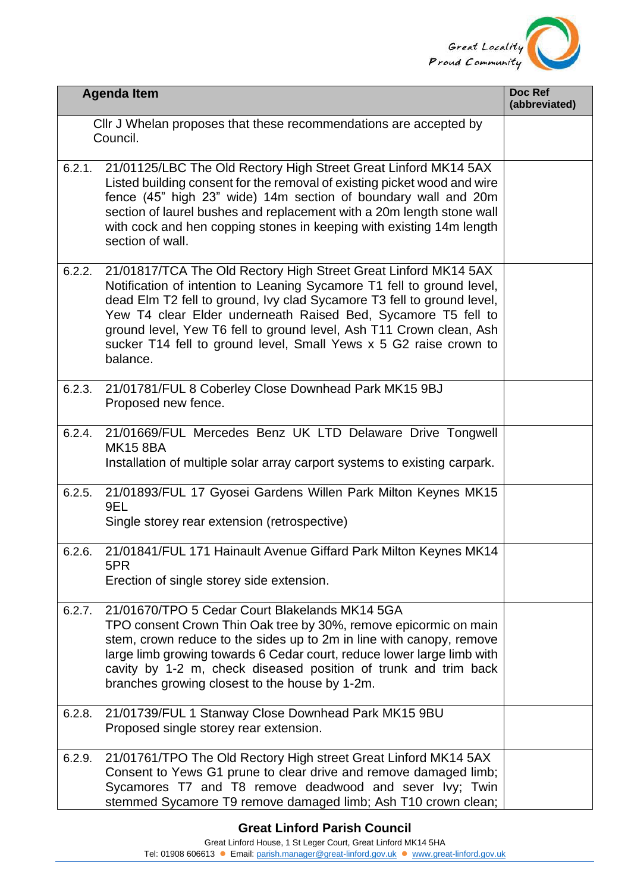| Agenda Item | Doc Ref (abbreviated) |
|---|---|
| Cllr J Whelan proposes that these recommendations are accepted by Council. | |
| 6.2.1. 21/01125/LBC The Old Rectory High Street Great Linford MK14 5AX Listed building consent for the removal of existing picket wood and wire fence (45" high 23" wide) 14m section of boundary wall and 20m section of laurel bushes and replacement with a 20m length stone wall with cock and hen copping stones in keeping with existing 14m length section of wall. | |
| 6.2.2. 21/01817/TCA The Old Rectory High Street Great Linford MK14 5AX Notification of intention to Leaning Sycamore T1 fell to ground level, dead Elm T2 fell to ground, Ivy clad Sycamore T3 fell to ground level, Yew T4 clear Elder underneath Raised Bed, Sycamore T5 fell to ground level, Yew T6 fell to ground level, Ash T11 Crown clean, Ash sucker T14 fell to ground level, Small Yews x 5 G2 raise crown to balance. | |
| 6.2.3. 21/01781/FUL 8 Coberley Close Downhead Park MK15 9BJ Proposed new fence. | |
| 6.2.4. 21/01669/FUL Mercedes Benz UK LTD Delaware Drive Tongwell MK15 8BA Installation of multiple solar array carport systems to existing carpark. | |
| 6.2.5. 21/01893/FUL 17 Gyosei Gardens Willen Park Milton Keynes MK15 9EL Single storey rear extension (retrospective) | |
| 6.2.6. 21/01841/FUL 171 Hainault Avenue Giffard Park Milton Keynes MK14 5PR Erection of single storey side extension. | |
| 6.2.7. 21/01670/TPO 5 Cedar Court Blakelands MK14 5GA TPO consent Crown Thin Oak tree by 30%, remove epicormic on main stem, crown reduce to the sides up to 2m in line with canopy, remove large limb growing towards 6 Cedar court, reduce lower large limb with cavity by 1-2 m, check diseased position of trunk and trim back branches growing closest to the house by 1-2m. | |
| 6.2.8. 21/01739/FUL 1 Stanway Close Downhead Park MK15 9BU Proposed single storey rear extension. | |
| 6.2.9. 21/01761/TPO The Old Rectory High street Great Linford MK14 5AX Consent to Yews G1 prune to clear drive and remove damaged limb; Sycamores T7 and T8 remove deadwood and sever Ivy; Twin stemmed Sycamore T9 remove damaged limb; Ash T10 crown clean; | |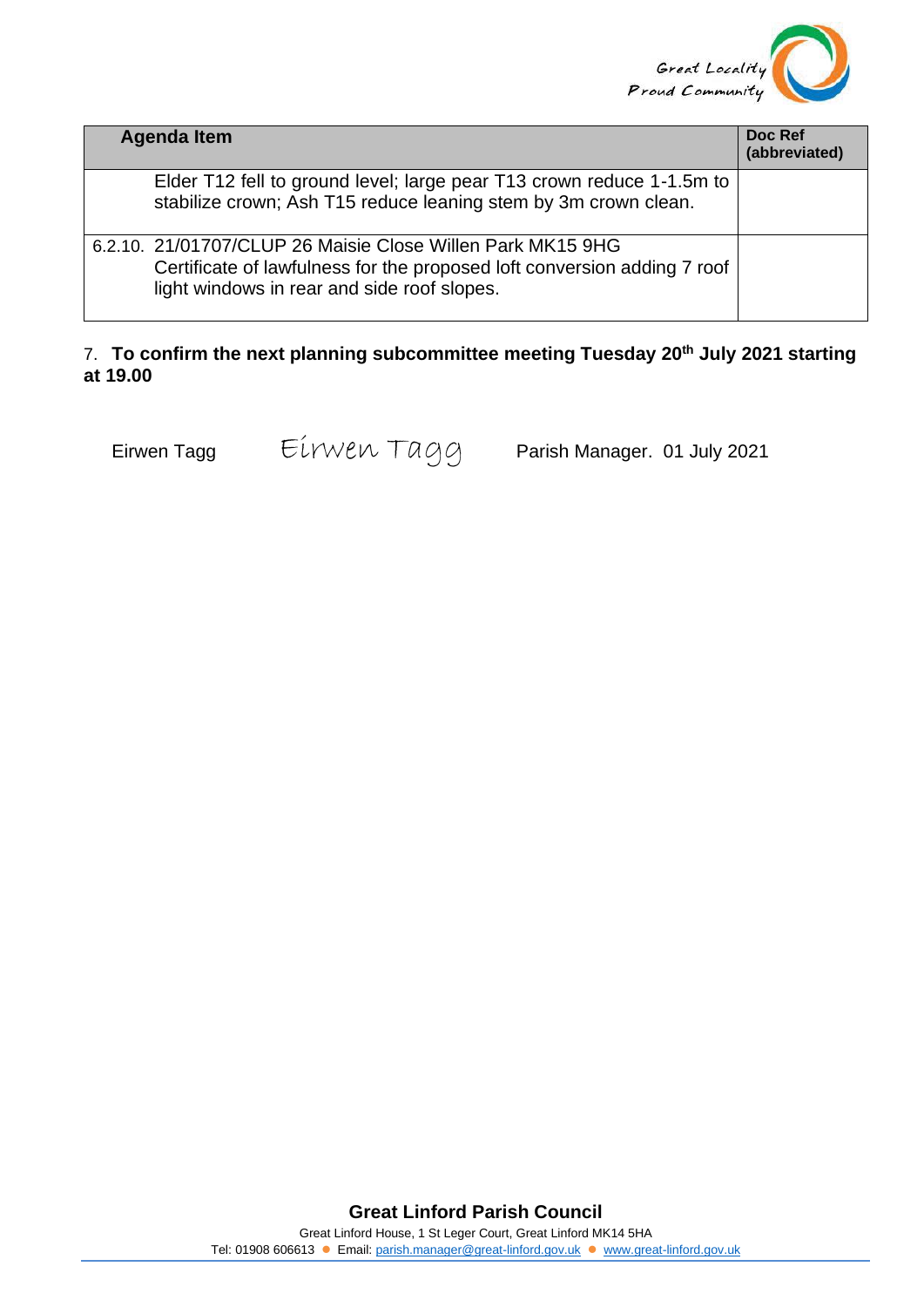| Agenda Item | Doc Ref (abbreviated) |
| --- | --- |
| Elder T12 fell to ground level; large pear T13 crown reduce 1-1.5m to stabilize crown; Ash T15 reduce leaning stem by 3m crown clean. | |
| 6.2.10. 21/01707/CLUP 26 Maisie Close Willen Park MK15 9HG Certificate of lawfulness for the proposed loft conversion adding 7 roof light windows in rear and side roof slopes. | |

7. **To confirm the next planning subcommittee meeting Tuesday 20th July 2021 starting at 19.00**

Eirwen Tagg    Eirwen Tagg    Parish Manager. 01 July 2021

**Great Linford Parish Council**

Great Linford House, 1 St Leger Court, Great Linford MK14 5HA

Tel: 01908 606613 ● Email: parish.manager@great-linford.gov.uk ● www.great-linford.gov.uk